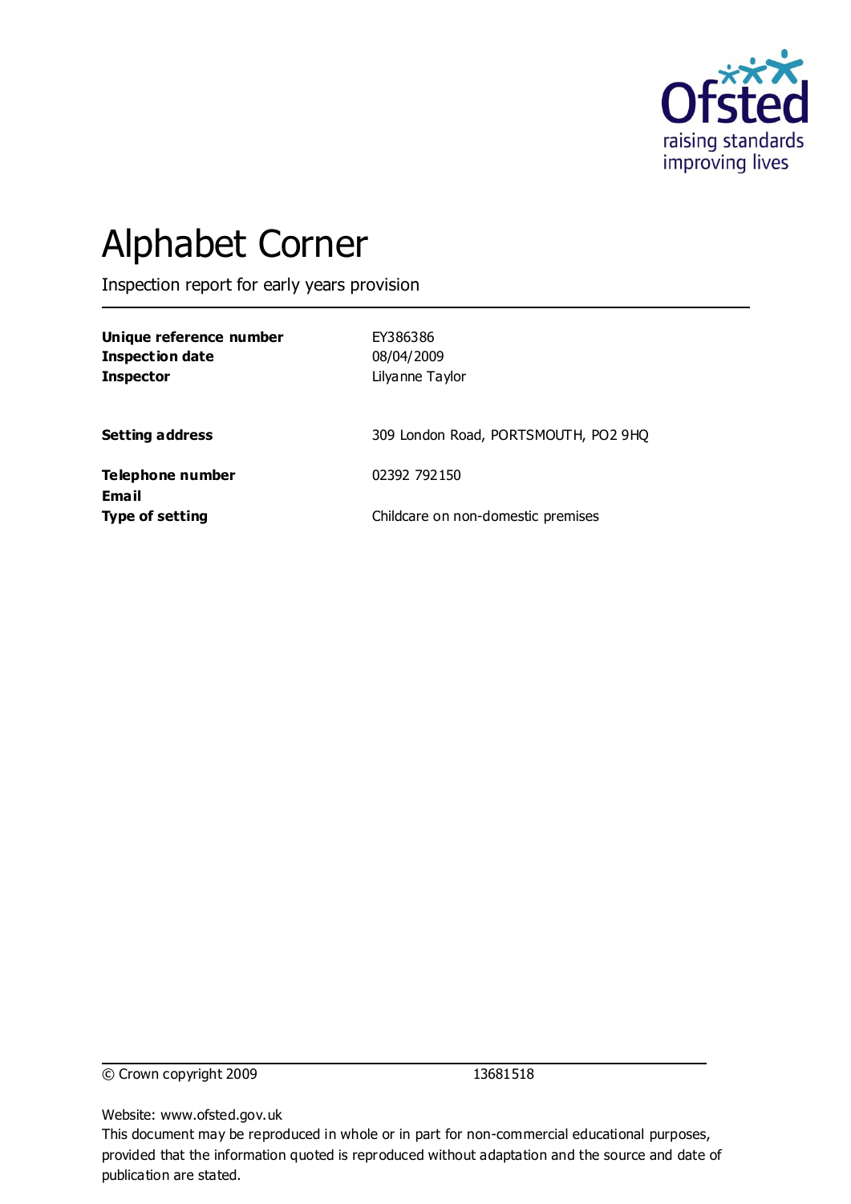Ofsted
raising standards
improving lives

# Alphabet Corner

Inspection report for early years provision

| | |
|---|---|
| **Unique reference number** | EY386386 |
| **Inspection date** | 08/04/2009 |
| **Inspector** | Lilyanne Taylor |
| **Setting address** | 309 London Road, PORTSMOUTH, PO2 9HQ |
| **Telephone number** | 02392 792150 |
| **Email** | |
| **Type of setting** | Childcare on non-domestic premises |

© Crown copyright 2009 13681518

Website: www.ofsted.gov.uk

This document may be reproduced in whole or in part for non-commercial educational purposes, provided that the information quoted is reproduced without adaptation and the source and date of publication are stated.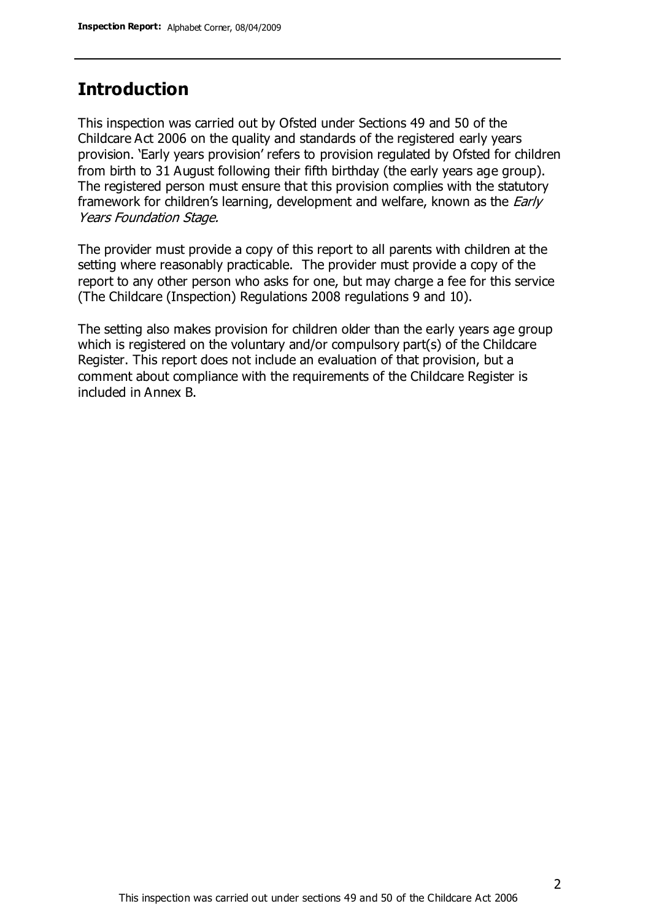## Introduction

This inspection was carried out by Ofsted under Sections 49 and 50 of the Childcare Act 2006 on the quality and standards of the registered early years provision. 'Early years provision' refers to provision regulated by Ofsted for children from birth to 31 August following their fifth birthday (the early years age group). The registered person must ensure that this provision complies with the statutory framework for children's learning, development and welfare, known as the *Early Years Foundation Stage*.

The provider must provide a copy of this report to all parents with children at the setting where reasonably practicable. The provider must provide a copy of the report to any other person who asks for one, but may charge a fee for this service (The Childcare (Inspection) Regulations 2008 regulations 9 and 10).

The setting also makes provision for children older than the early years age group which is registered on the voluntary and/or compulsory part(s) of the Childcare Register. This report does not include an evaluation of that provision, but a comment about compliance with the requirements of the Childcare Register is included in Annex B.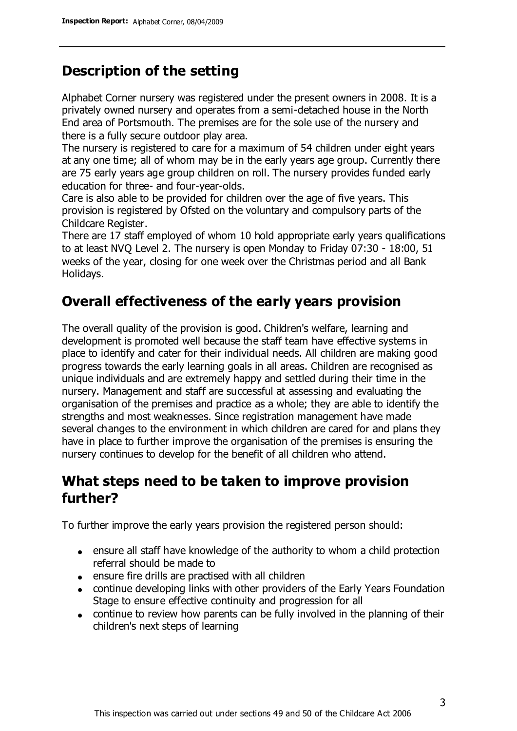## Description of the setting

Alphabet Corner nursery was registered under the present owners in 2008. It is a privately owned nursery and operates from a semi-detached house in the North End area of Portsmouth. The premises are for the sole use of the nursery and there is a fully secure outdoor play area.

The nursery is registered to care for a maximum of 54 children under eight years at any one time; all of whom may be in the early years age group. Currently there are 75 early years age group children on roll. The nursery provides funded early education for three- and four-year-olds.

Care is also able to be provided for children over the age of five years. This provision is registered by Ofsted on the voluntary and compulsory parts of the Childcare Register.

There are 17 staff employed of whom 10 hold appropriate early years qualifications to at least NVQ Level 2. The nursery is open Monday to Friday 07:30 - 18:00, 51 weeks of the year, closing for one week over the Christmas period and all Bank Holidays.

## Overall effectiveness of the early years provision

The overall quality of the provision is good. Children's welfare, learning and development is promoted well because the staff team have effective systems in place to identify and cater for their individual needs. All children are making good progress towards the early learning goals in all areas. Children are recognised as unique individuals and are extremely happy and settled during their time in the nursery. Management and staff are successful at assessing and evaluating the organisation of the premises and practice as a whole; they are able to identify the strengths and most weaknesses. Since registration management have made several changes to the environment in which children are cared for and plans they have in place to further improve the organisation of the premises is ensuring the nursery continues to develop for the benefit of all children who attend.

## What steps need to be taken to improve provision further?

To further improve the early years provision the registered person should:

- ensure all staff have knowledge of the authority to whom a child protection referral should be made to
- ensure fire drills are practised with all children
- continue developing links with other providers of the Early Years Foundation Stage to ensure effective continuity and progression for all
- continue to review how parents can be fully involved in the planning of their children's next steps of learning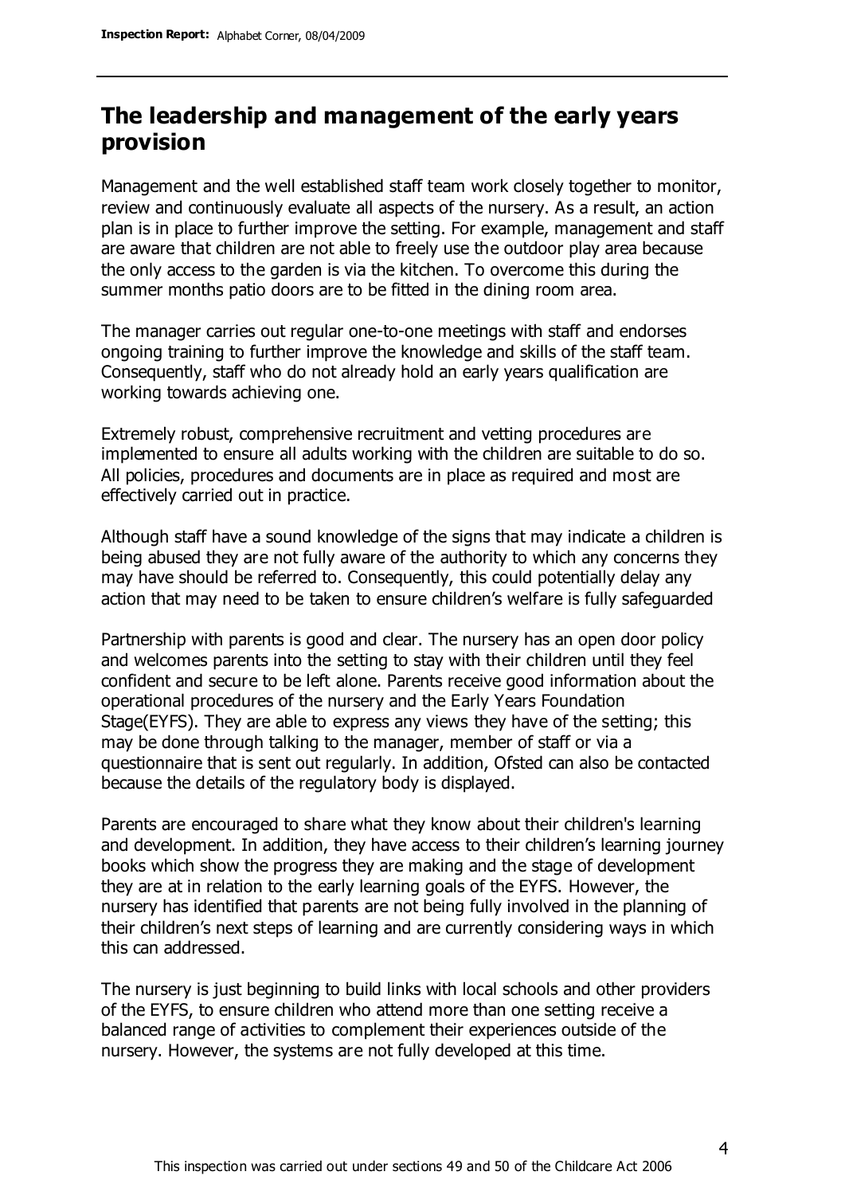## The leadership and management of the early years provision

Management and the well established staff team work closely together to monitor, review and continuously evaluate all aspects of the nursery. As a result, an action plan is in place to further improve the setting. For example, management and staff are aware that children are not able to freely use the outdoor play area because the only access to the garden is via the kitchen. To overcome this during the summer months patio doors are to be fitted in the dining room area.

The manager carries out regular one-to-one meetings with staff and endorses ongoing training to further improve the knowledge and skills of the staff team. Consequently, staff who do not already hold an early years qualification are working towards achieving one.

Extremely robust, comprehensive recruitment and vetting procedures are implemented to ensure all adults working with the children are suitable to do so. All policies, procedures and documents are in place as required and most are effectively carried out in practice.

Although staff have a sound knowledge of the signs that may indicate a children is being abused they are not fully aware of the authority to which any concerns they may have should be referred to. Consequently, this could potentially delay any action that may need to be taken to ensure children's welfare is fully safeguarded

Partnership with parents is good and clear. The nursery has an open door policy and welcomes parents into the setting to stay with their children until they feel confident and secure to be left alone. Parents receive good information about the operational procedures of the nursery and the Early Years Foundation Stage(EYFS). They are able to express any views they have of the setting; this may be done through talking to the manager, member of staff or via a questionnaire that is sent out regularly. In addition, Ofsted can also be contacted because the details of the regulatory body is displayed.

Parents are encouraged to share what they know about their children's learning and development. In addition, they have access to their children's learning journey books which show the progress they are making and the stage of development they are at in relation to the early learning goals of the EYFS. However, the nursery has identified that parents are not being fully involved in the planning of their children's next steps of learning and are currently considering ways in which this can addressed.

The nursery is just beginning to build links with local schools and other providers of the EYFS, to ensure children who attend more than one setting receive a balanced range of activities to complement their experiences outside of the nursery. However, the systems are not fully developed at this time.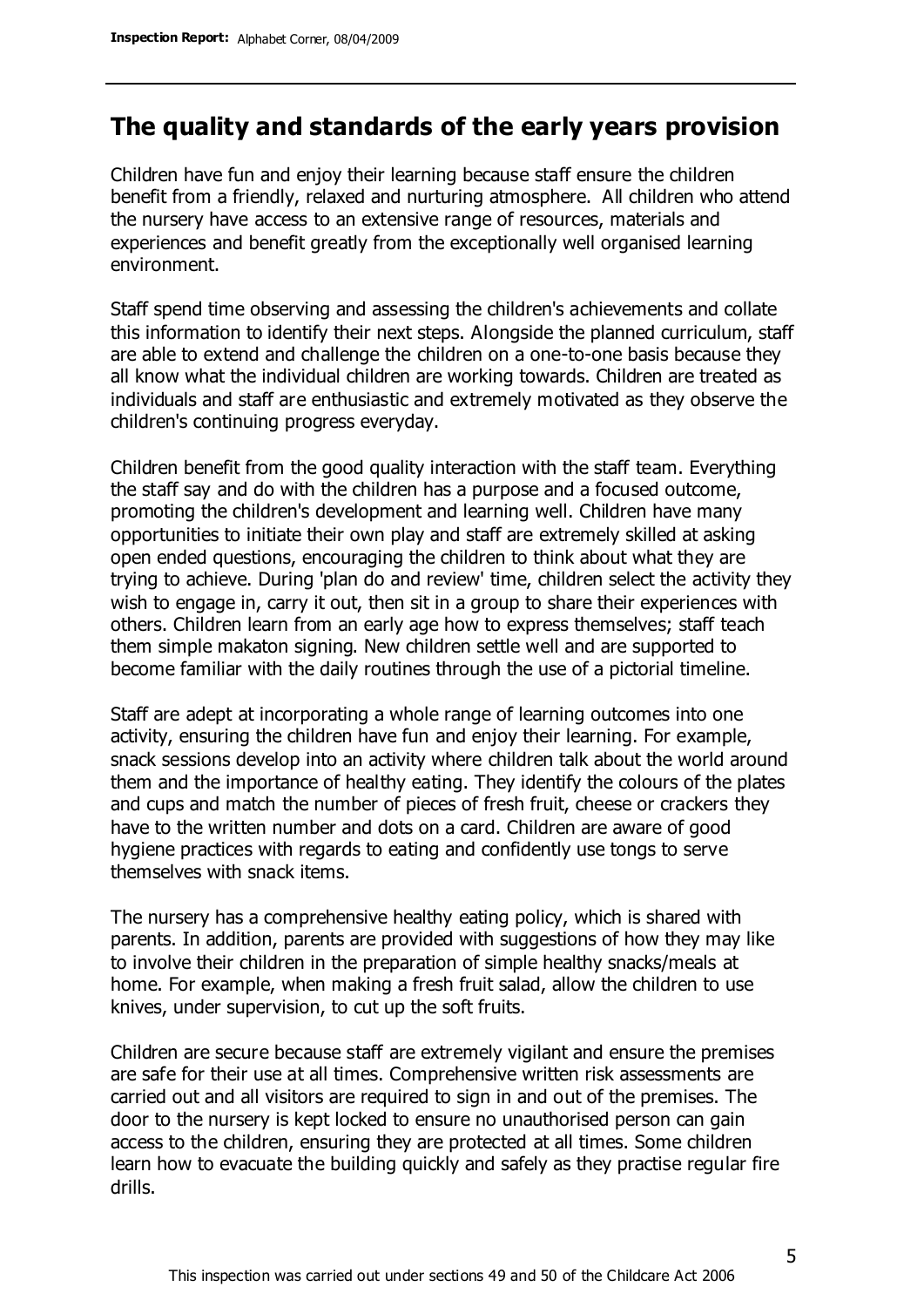## The quality and standards of the early years provision

Children have fun and enjoy their learning because staff ensure the children benefit from a friendly, relaxed and nurturing atmosphere. All children who attend the nursery have access to an extensive range of resources, materials and experiences and benefit greatly from the exceptionally well organised learning environment.

Staff spend time observing and assessing the children's achievements and collate this information to identify their next steps. Alongside the planned curriculum, staff are able to extend and challenge the children on a one-to-one basis because they all know what the individual children are working towards. Children are treated as individuals and staff are enthusiastic and extremely motivated as they observe the children's continuing progress everyday.

Children benefit from the good quality interaction with the staff team. Everything the staff say and do with the children has a purpose and a focused outcome, promoting the children's development and learning well. Children have many opportunities to initiate their own play and staff are extremely skilled at asking open ended questions, encouraging the children to think about what they are trying to achieve. During 'plan do and review' time, children select the activity they wish to engage in, carry it out, then sit in a group to share their experiences with others. Children learn from an early age how to express themselves; staff teach them simple makaton signing. New children settle well and are supported to become familiar with the daily routines through the use of a pictorial timeline.

Staff are adept at incorporating a whole range of learning outcomes into one activity, ensuring the children have fun and enjoy their learning. For example, snack sessions develop into an activity where children talk about the world around them and the importance of healthy eating. They identify the colours of the plates and cups and match the number of pieces of fresh fruit, cheese or crackers they have to the written number and dots on a card. Children are aware of good hygiene practices with regards to eating and confidently use tongs to serve themselves with snack items.

The nursery has a comprehensive healthy eating policy, which is shared with parents. In addition, parents are provided with suggestions of how they may like to involve their children in the preparation of simple healthy snacks/meals at home. For example, when making a fresh fruit salad, allow the children to use knives, under supervision, to cut up the soft fruits.

Children are secure because staff are extremely vigilant and ensure the premises are safe for their use at all times. Comprehensive written risk assessments are carried out and all visitors are required to sign in and out of the premises. The door to the nursery is kept locked to ensure no unauthorised person can gain access to the children, ensuring they are protected at all times. Some children learn how to evacuate the building quickly and safely as they practise regular fire drills.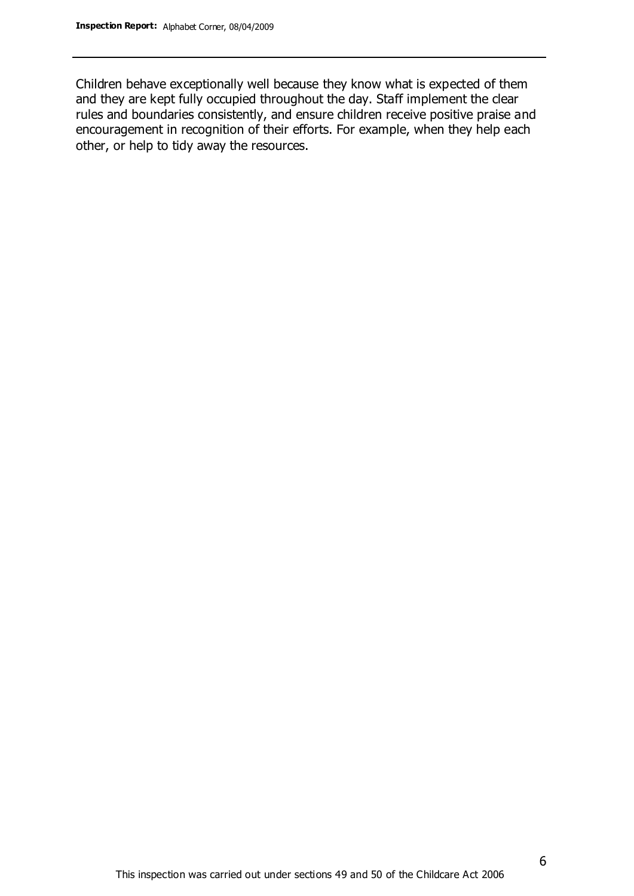Children behave exceptionally well because they know what is expected of them and they are kept fully occupied throughout the day. Staff implement the clear rules and boundaries consistently, and ensure children receive positive praise and encouragement in recognition of their efforts. For example, when they help each other, or help to tidy away the resources.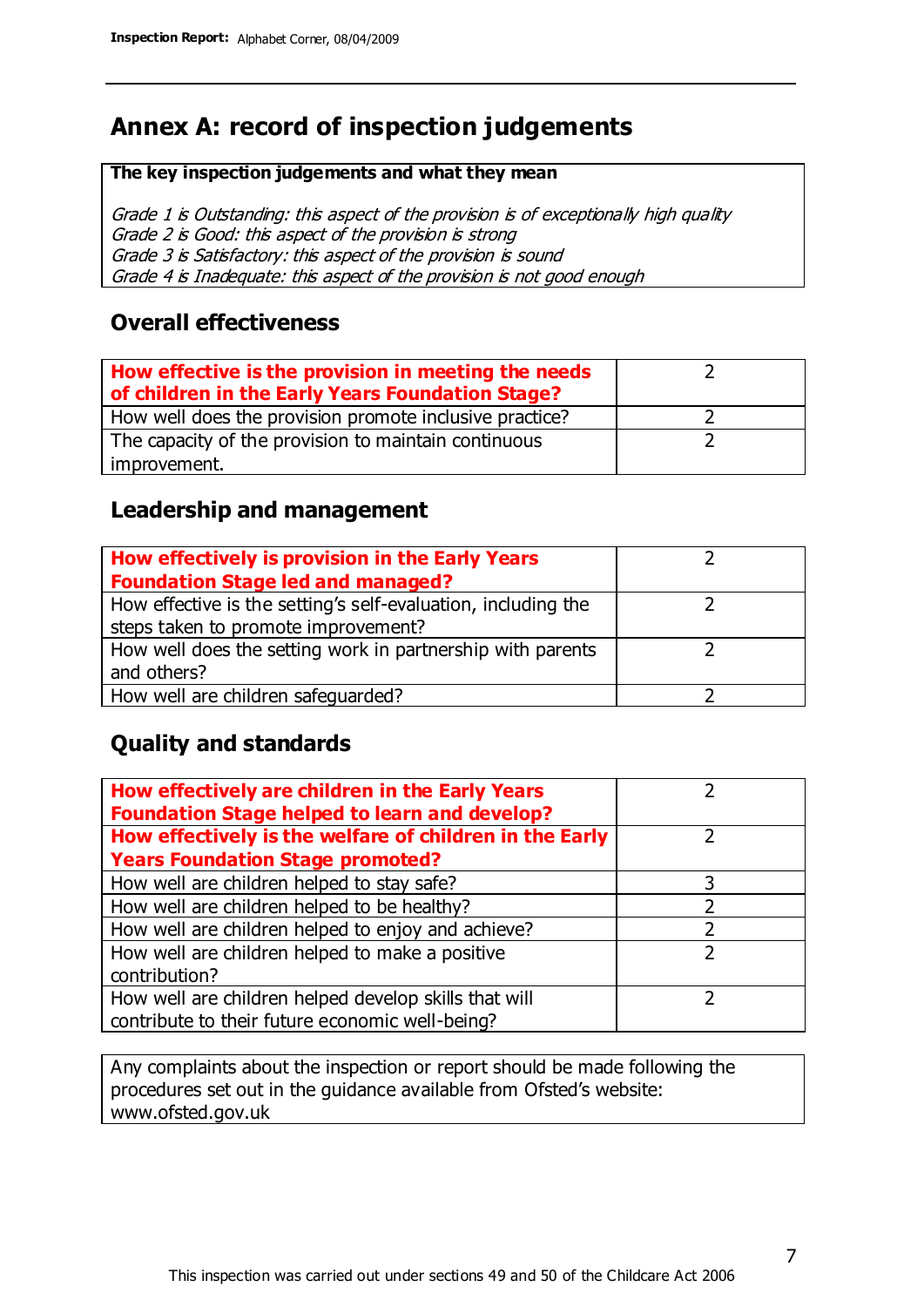# Annex A: record of inspection judgements

**The key inspection judgements and what they mean**

*Grade 1 is Outstanding: this aspect of the provision is of exceptionally high quality*
*Grade 2 is Good: this aspect of the provision is strong*
*Grade 3 is Satisfactory: this aspect of the provision is sound*
*Grade 4 is Inadequate: this aspect of the provision is not good enough*

## Overall effectiveness

| | |
|---|---|
| **How effective is the provision in meeting the needs of children in the Early Years Foundation Stage?** | 2 |
| How well does the provision promote inclusive practice? | 2 |
| The capacity of the provision to maintain continuous improvement. | 2 |

## Leadership and management

| | |
|---|---|
| **How effectively is provision in the Early Years Foundation Stage led and managed?** | 2 |
| How effective is the setting's self-evaluation, including the steps taken to promote improvement? | 2 |
| How well does the setting work in partnership with parents and others? | 2 |
| How well are children safeguarded? | 2 |

## Quality and standards

| | |
|---|---|
| **How effectively are children in the Early Years Foundation Stage helped to learn and develop?** | 2 |
| **How effectively is the welfare of children in the Early Years Foundation Stage promoted?** | 2 |
| How well are children helped to stay safe? | 3 |
| How well are children helped to be healthy? | 2 |
| How well are children helped to enjoy and achieve? | 2 |
| How well are children helped to make a positive contribution? | 2 |
| How well are children helped develop skills that will contribute to their future economic well-being? | 2 |

Any complaints about the inspection or report should be made following the procedures set out in the guidance available from Ofsted's website: www.ofsted.gov.uk

This inspection was carried out under sections 49 and 50 of the Childcare Act 2006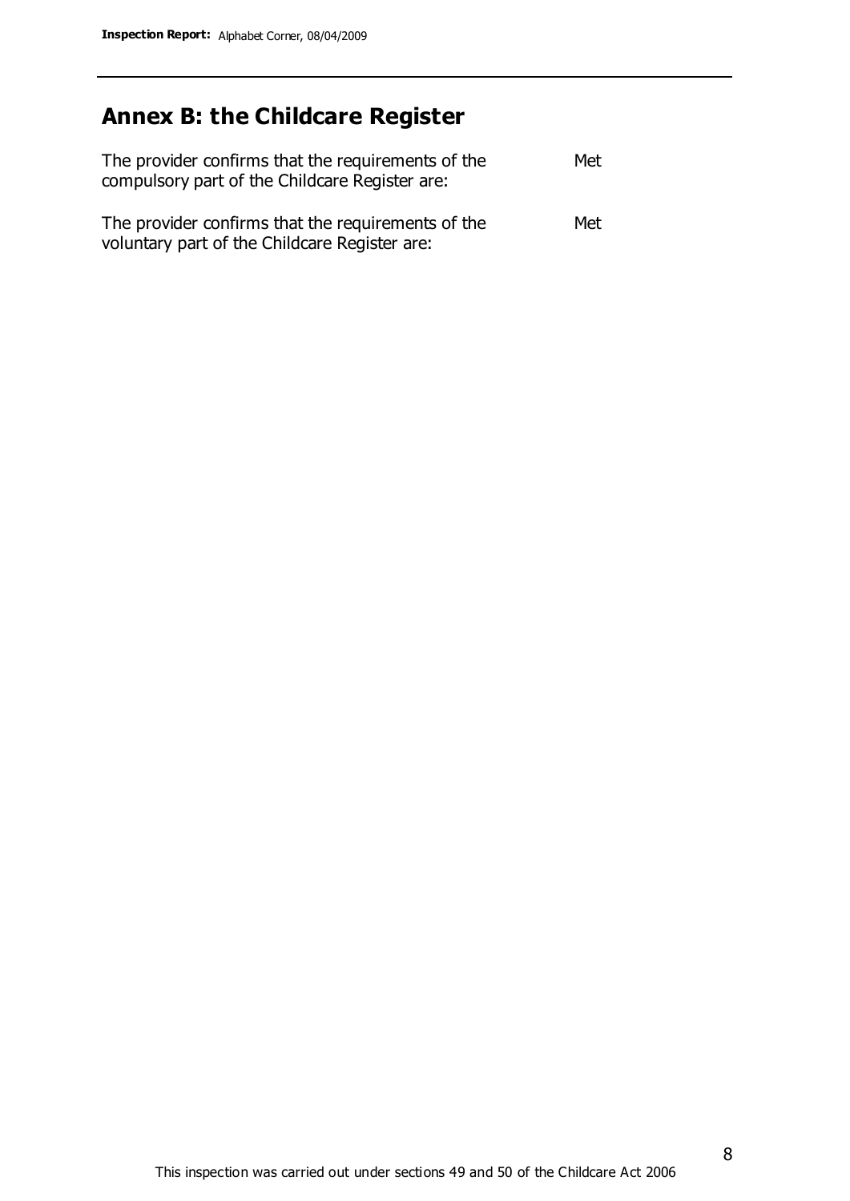## Annex B: the Childcare Register

| | |
|---|---|
| The provider confirms that the requirements of the compulsory part of the Childcare Register are: | Met |
| The provider confirms that the requirements of the voluntary part of the Childcare Register are: | Met |

This inspection was carried out under sections 49 and 50 of the Childcare Act 2006